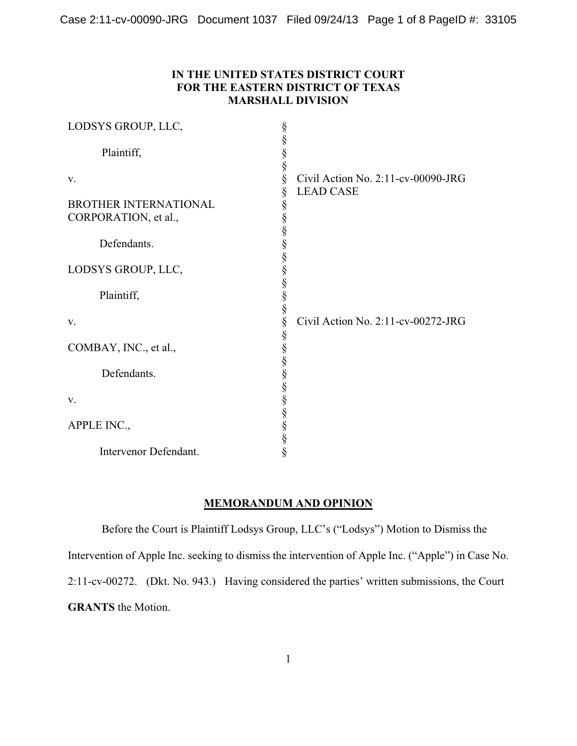**IN THE UNITED STATES DISTRICT COURT**
**FOR THE EASTERN DISTRICT OF TEXAS**
**MARSHALL DIVISION**

| | | |
|---|---|---|
| LODSYS GROUP, LLC,<br><br>Plaintiff,<br><br>v.<br><br>BROTHER INTERNATIONAL CORPORATION, et al.,<br><br>Defendants. | § | Civil Action No. 2:11-cv-00090-JRG<br>LEAD CASE |
| LODSYS GROUP, LLC,<br><br>Plaintiff,<br><br>v.<br><br>COMBAY, INC., et al.,<br><br>Defendants.<br><br>v.<br><br>APPLE INC.,<br><br>Intervenor Defendant. | § | Civil Action No. 2:11-cv-00272-JRG |

## MEMORANDUM AND OPINION

Before the Court is Plaintiff Lodsys Group, LLC's ("Lodsys") Motion to Dismiss the Intervention of Apple Inc. seeking to dismiss the intervention of Apple Inc. ("Apple") in Case No. 2:11-cv-00272. (Dkt. No. 943.) Having considered the parties' written submissions, the Court **GRANTS** the Motion.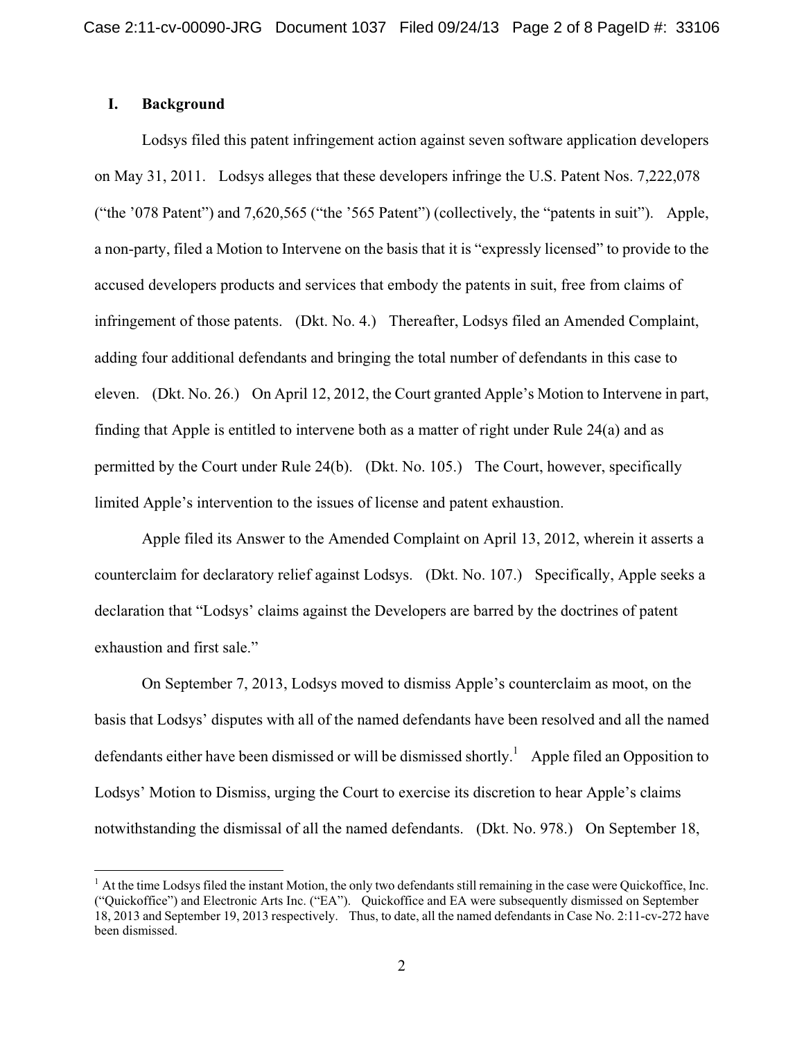## I. Background

Lodsys filed this patent infringement action against seven software application developers on May 31, 2011. Lodsys alleges that these developers infringe the U.S. Patent Nos. 7,222,078 ("the '078 Patent") and 7,620,565 ("the '565 Patent") (collectively, the "patents in suit"). Apple, a non-party, filed a Motion to Intervene on the basis that it is "expressly licensed" to provide to the accused developers products and services that embody the patents in suit, free from claims of infringement of those patents. (Dkt. No. 4.) Thereafter, Lodsys filed an Amended Complaint, adding four additional defendants and bringing the total number of defendants in this case to eleven. (Dkt. No. 26.) On April 12, 2012, the Court granted Apple's Motion to Intervene in part, finding that Apple is entitled to intervene both as a matter of right under Rule 24(a) and as permitted by the Court under Rule 24(b). (Dkt. No. 105.) The Court, however, specifically limited Apple's intervention to the issues of license and patent exhaustion.

Apple filed its Answer to the Amended Complaint on April 13, 2012, wherein it asserts a counterclaim for declaratory relief against Lodsys. (Dkt. No. 107.) Specifically, Apple seeks a declaration that "Lodsys' claims against the Developers are barred by the doctrines of patent exhaustion and first sale."

On September 7, 2013, Lodsys moved to dismiss Apple's counterclaim as moot, on the basis that Lodsys' disputes with all of the named defendants have been resolved and all the named defendants either have been dismissed or will be dismissed shortly.[1] Apple filed an Opposition to Lodsys' Motion to Dismiss, urging the Court to exercise its discretion to hear Apple's claims notwithstanding the dismissal of all the named defendants. (Dkt. No. 978.) On September 18,

[1] At the time Lodsys filed the instant Motion, the only two defendants still remaining in the case were Quickoffice, Inc. ("Quickoffice") and Electronic Arts Inc. ("EA"). Quickoffice and EA were subsequently dismissed on September 18, 2013 and September 19, 2013 respectively. Thus, to date, all the named defendants in Case No. 2:11-cv-272 have been dismissed.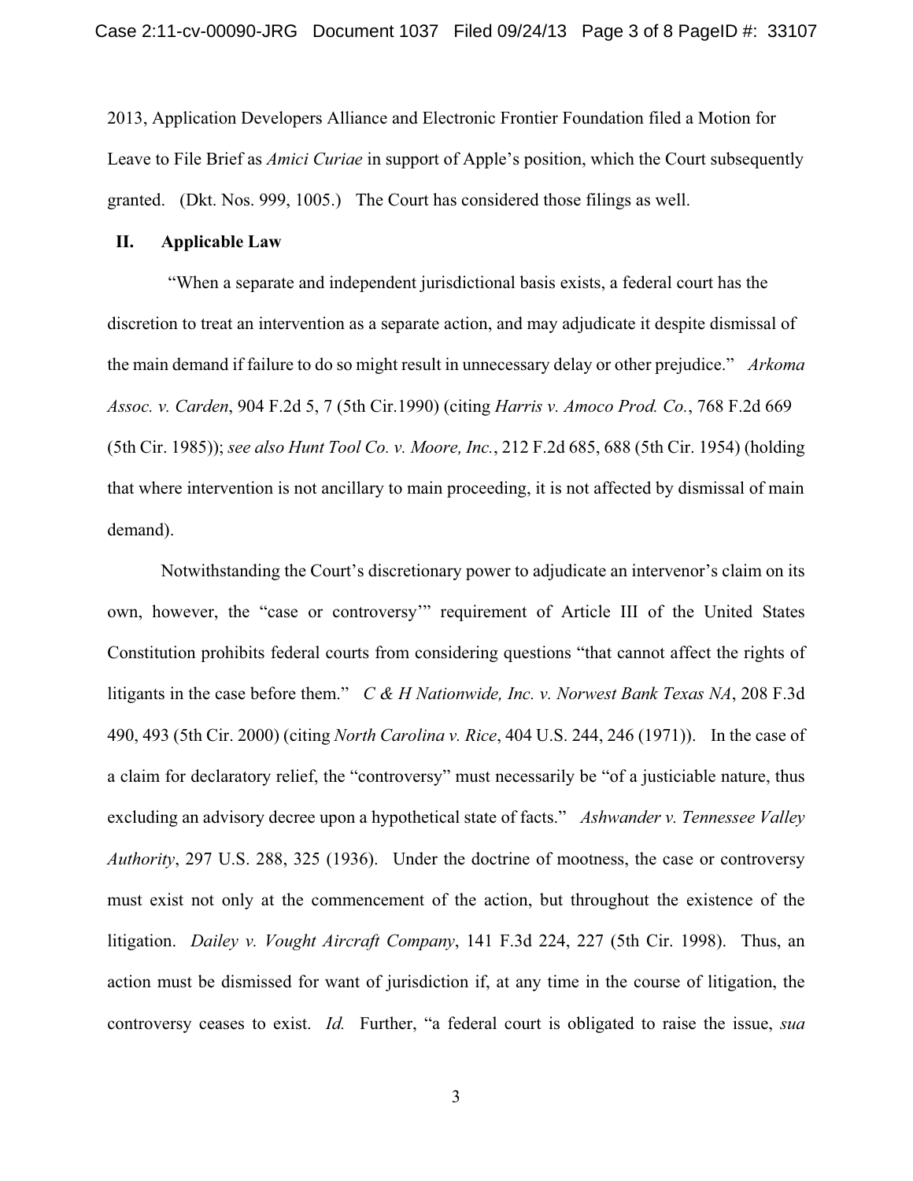2013, Application Developers Alliance and Electronic Frontier Foundation filed a Motion for Leave to File Brief as *Amici Curiae* in support of Apple's position, which the Court subsequently granted. (Dkt. Nos. 999, 1005.) The Court has considered those filings as well.

## II. Applicable Law

"When a separate and independent jurisdictional basis exists, a federal court has the discretion to treat an intervention as a separate action, and may adjudicate it despite dismissal of the main demand if failure to do so might result in unnecessary delay or other prejudice." *Arkoma Assoc. v. Carden*, 904 F.2d 5, 7 (5th Cir.1990) (citing *Harris v. Amoco Prod. Co.*, 768 F.2d 669 (5th Cir. 1985)); *see also Hunt Tool Co. v. Moore, Inc.*, 212 F.2d 685, 688 (5th Cir. 1954) (holding that where intervention is not ancillary to main proceeding, it is not affected by dismissal of main demand).

Notwithstanding the Court's discretionary power to adjudicate an intervenor's claim on its own, however, the "case or controversy'" requirement of Article III of the United States Constitution prohibits federal courts from considering questions "that cannot affect the rights of litigants in the case before them." *C & H Nationwide, Inc. v. Norwest Bank Texas NA*, 208 F.3d 490, 493 (5th Cir. 2000) (citing *North Carolina v. Rice*, 404 U.S. 244, 246 (1971)). In the case of a claim for declaratory relief, the "controversy" must necessarily be "of a justiciable nature, thus excluding an advisory decree upon a hypothetical state of facts." *Ashwander v. Tennessee Valley Authority*, 297 U.S. 288, 325 (1936). Under the doctrine of mootness, the case or controversy must exist not only at the commencement of the action, but throughout the existence of the litigation. *Dailey v. Vought Aircraft Company*, 141 F.3d 224, 227 (5th Cir. 1998). Thus, an action must be dismissed for want of jurisdiction if, at any time in the course of litigation, the controversy ceases to exist. *Id.* Further, "a federal court is obligated to raise the issue, *sua*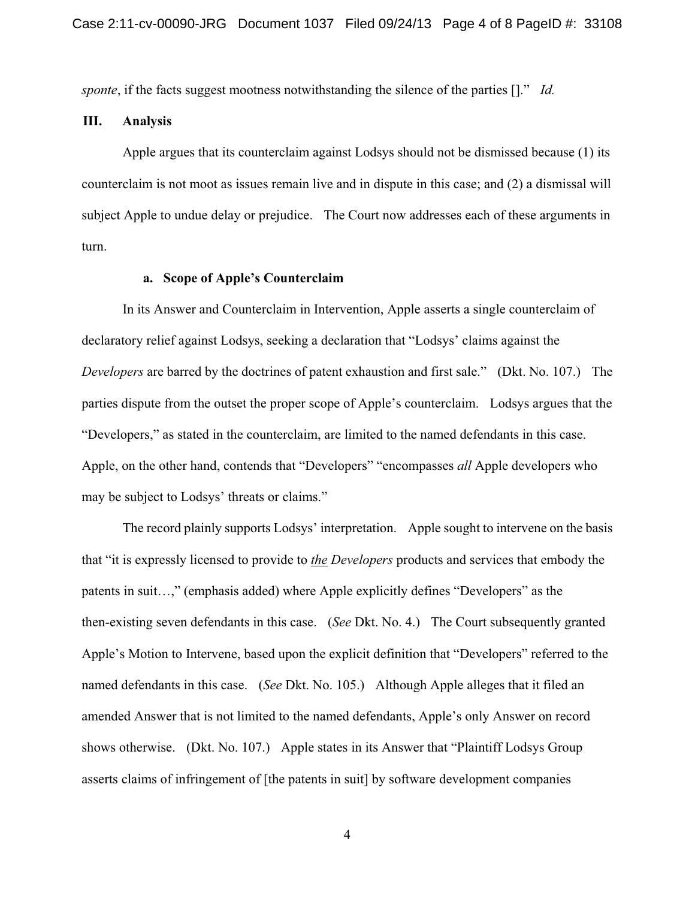*sponte*, if the facts suggest mootness notwithstanding the silence of the parties []." *Id.*

## III. Analysis

Apple argues that its counterclaim against Lodsys should not be dismissed because (1) its counterclaim is not moot as issues remain live and in dispute in this case; and (2) a dismissal will subject Apple to undue delay or prejudice. The Court now addresses each of these arguments in turn.

### a. Scope of Apple's Counterclaim

In its Answer and Counterclaim in Intervention, Apple asserts a single counterclaim of declaratory relief against Lodsys, seeking a declaration that "Lodsys' claims against the *Developers* are barred by the doctrines of patent exhaustion and first sale." (Dkt. No. 107.) The parties dispute from the outset the proper scope of Apple's counterclaim. Lodsys argues that the "Developers," as stated in the counterclaim, are limited to the named defendants in this case. Apple, on the other hand, contends that "Developers" "encompasses *all* Apple developers who may be subject to Lodsys' threats or claims."

The record plainly supports Lodsys' interpretation. Apple sought to intervene on the basis that "it is expressly licensed to provide to <u>*the*</u> *Developers* products and services that embody the patents in suit…," (emphasis added) where Apple explicitly defines "Developers" as the then-existing seven defendants in this case. (*See* Dkt. No. 4.) The Court subsequently granted Apple's Motion to Intervene, based upon the explicit definition that "Developers" referred to the named defendants in this case. (*See* Dkt. No. 105.) Although Apple alleges that it filed an amended Answer that is not limited to the named defendants, Apple's only Answer on record shows otherwise. (Dkt. No. 107.) Apple states in its Answer that "Plaintiff Lodsys Group asserts claims of infringement of [the patents in suit] by software development companies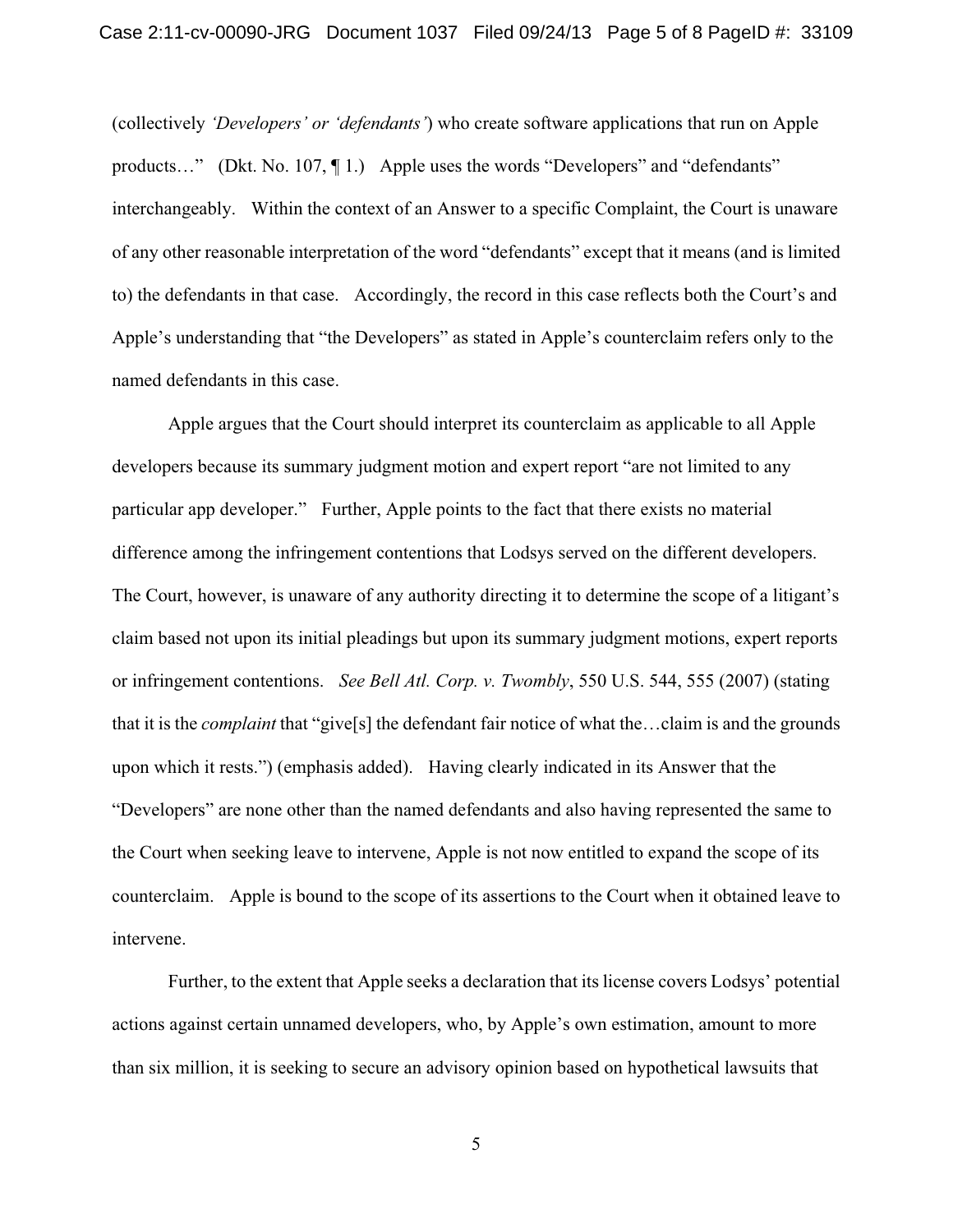(collectively *'Developers' or 'defendants'*) who create software applications that run on Apple products…" (Dkt. No. 107, ¶ 1.) Apple uses the words "Developers" and "defendants" interchangeably. Within the context of an Answer to a specific Complaint, the Court is unaware of any other reasonable interpretation of the word "defendants" except that it means (and is limited to) the defendants in that case. Accordingly, the record in this case reflects both the Court's and Apple's understanding that "the Developers" as stated in Apple's counterclaim refers only to the named defendants in this case.

Apple argues that the Court should interpret its counterclaim as applicable to all Apple developers because its summary judgment motion and expert report "are not limited to any particular app developer." Further, Apple points to the fact that there exists no material difference among the infringement contentions that Lodsys served on the different developers. The Court, however, is unaware of any authority directing it to determine the scope of a litigant's claim based not upon its initial pleadings but upon its summary judgment motions, expert reports or infringement contentions. *See Bell Atl. Corp. v. Twombly*, 550 U.S. 544, 555 (2007) (stating that it is the *complaint* that "give[s] the defendant fair notice of what the…claim is and the grounds upon which it rests.") (emphasis added). Having clearly indicated in its Answer that the "Developers" are none other than the named defendants and also having represented the same to the Court when seeking leave to intervene, Apple is not now entitled to expand the scope of its counterclaim. Apple is bound to the scope of its assertions to the Court when it obtained leave to intervene.

Further, to the extent that Apple seeks a declaration that its license covers Lodsys' potential actions against certain unnamed developers, who, by Apple's own estimation, amount to more than six million, it is seeking to secure an advisory opinion based on hypothetical lawsuits that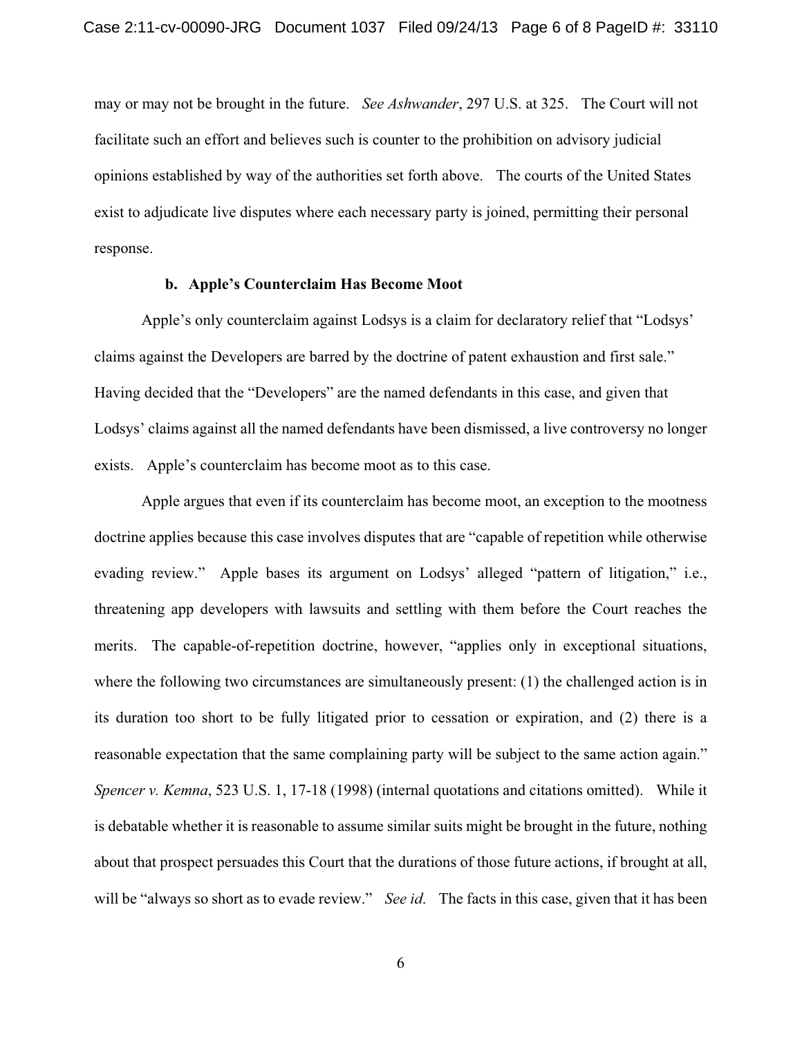may or may not be brought in the future. *See Ashwander*, 297 U.S. at 325. The Court will not facilitate such an effort and believes such is counter to the prohibition on advisory judicial opinions established by way of the authorities set forth above. The courts of the United States exist to adjudicate live disputes where each necessary party is joined, permitting their personal response.

**b. Apple's Counterclaim Has Become Moot**

Apple's only counterclaim against Lodsys is a claim for declaratory relief that "Lodsys' claims against the Developers are barred by the doctrine of patent exhaustion and first sale." Having decided that the "Developers" are the named defendants in this case, and given that Lodsys' claims against all the named defendants have been dismissed, a live controversy no longer exists. Apple's counterclaim has become moot as to this case.

Apple argues that even if its counterclaim has become moot, an exception to the mootness doctrine applies because this case involves disputes that are "capable of repetition while otherwise evading review." Apple bases its argument on Lodsys' alleged "pattern of litigation," i.e., threatening app developers with lawsuits and settling with them before the Court reaches the merits. The capable-of-repetition doctrine, however, "applies only in exceptional situations, where the following two circumstances are simultaneously present: (1) the challenged action is in its duration too short to be fully litigated prior to cessation or expiration, and (2) there is a reasonable expectation that the same complaining party will be subject to the same action again." *Spencer v. Kemna*, 523 U.S. 1, 17-18 (1998) (internal quotations and citations omitted). While it is debatable whether it is reasonable to assume similar suits might be brought in the future, nothing about that prospect persuades this Court that the durations of those future actions, if brought at all, will be "always so short as to evade review." *See id.* The facts in this case, given that it has been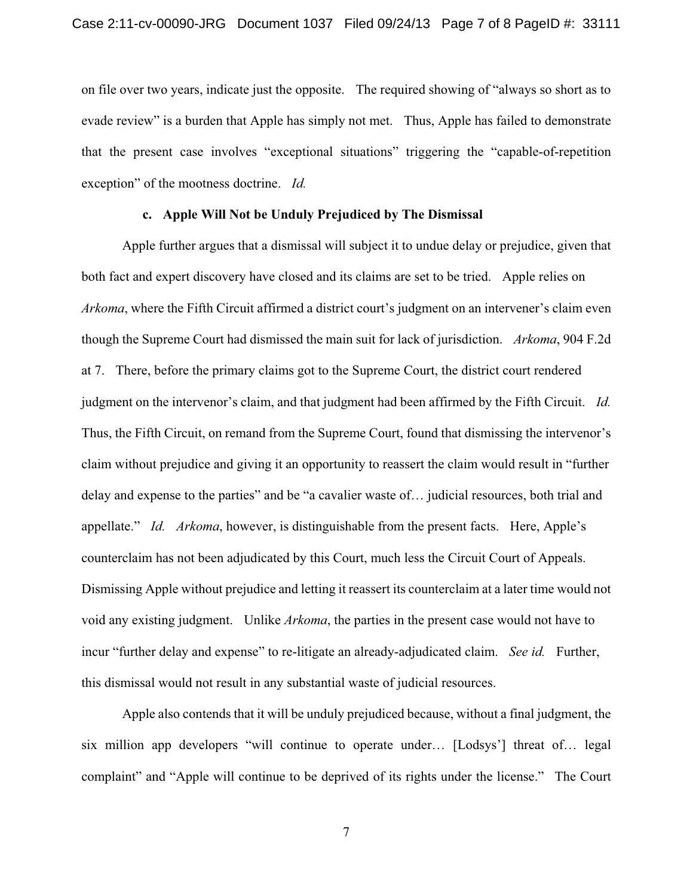on file over two years, indicate just the opposite. The required showing of "always so short as to evade review" is a burden that Apple has simply not met. Thus, Apple has failed to demonstrate that the present case involves "exceptional situations" triggering the "capable-of-repetition exception" of the mootness doctrine. *Id.*

**c. Apple Will Not be Unduly Prejudiced by The Dismissal**

Apple further argues that a dismissal will subject it to undue delay or prejudice, given that both fact and expert discovery have closed and its claims are set to be tried. Apple relies on *Arkoma*, where the Fifth Circuit affirmed a district court's judgment on an intervener's claim even though the Supreme Court had dismissed the main suit for lack of jurisdiction. *Arkoma*, 904 F.2d at 7. There, before the primary claims got to the Supreme Court, the district court rendered judgment on the intervenor's claim, and that judgment had been affirmed by the Fifth Circuit. *Id.* Thus, the Fifth Circuit, on remand from the Supreme Court, found that dismissing the intervenor's claim without prejudice and giving it an opportunity to reassert the claim would result in "further delay and expense to the parties" and be "a cavalier waste of… judicial resources, both trial and appellate." *Id.* *Arkoma*, however, is distinguishable from the present facts. Here, Apple's counterclaim has not been adjudicated by this Court, much less the Circuit Court of Appeals. Dismissing Apple without prejudice and letting it reassert its counterclaim at a later time would not void any existing judgment. Unlike *Arkoma*, the parties in the present case would not have to incur "further delay and expense" to re-litigate an already-adjudicated claim. *See id.* Further, this dismissal would not result in any substantial waste of judicial resources.

Apple also contends that it will be unduly prejudiced because, without a final judgment, the six million app developers "will continue to operate under… [Lodsys'] threat of… legal complaint" and "Apple will continue to be deprived of its rights under the license." The Court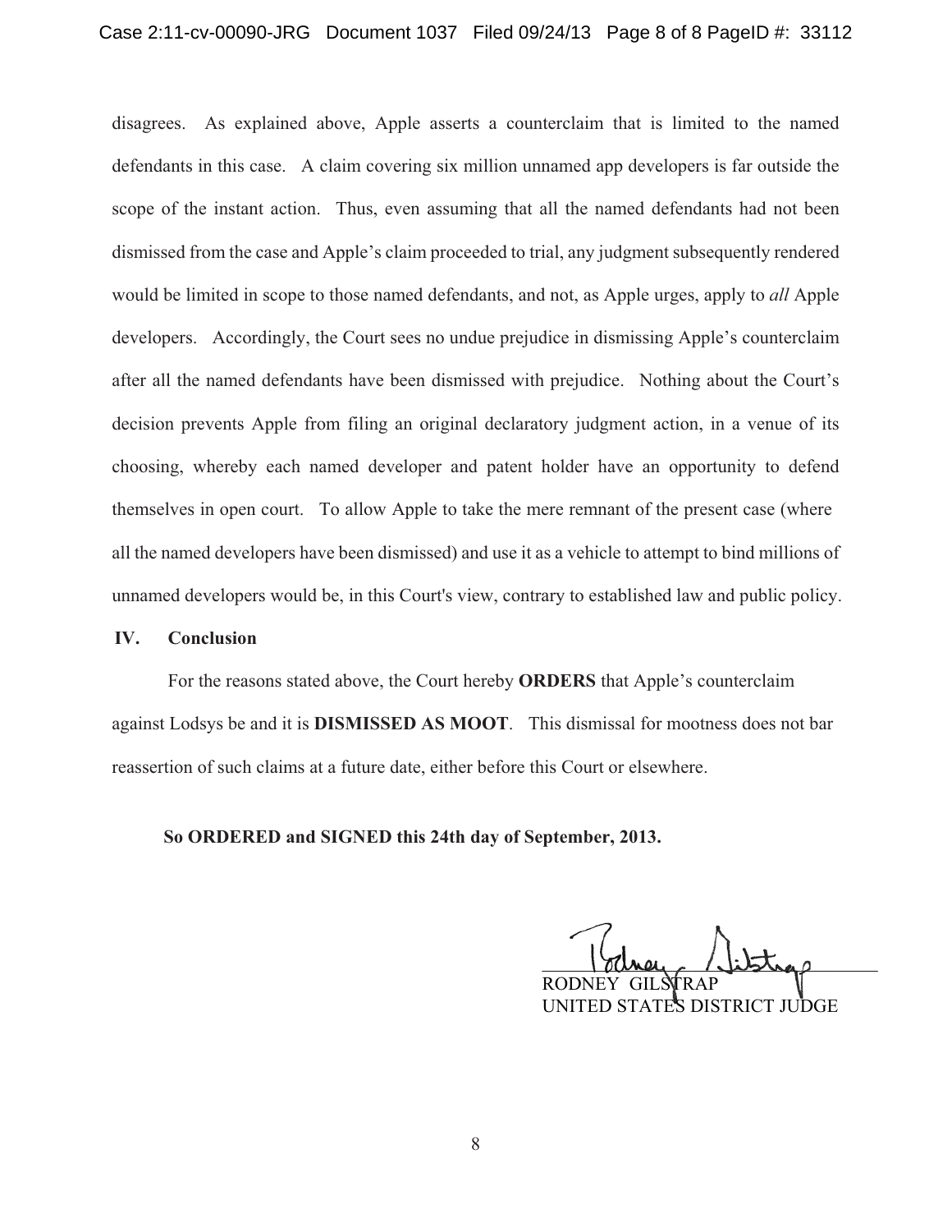disagrees. As explained above, Apple asserts a counterclaim that is limited to the named defendants in this case. A claim covering six million unnamed app developers is far outside the scope of the instant action. Thus, even assuming that all the named defendants had not been dismissed from the case and Apple's claim proceeded to trial, any judgment subsequently rendered would be limited in scope to those named defendants, and not, as Apple urges, apply to *all* Apple developers. Accordingly, the Court sees no undue prejudice in dismissing Apple's counterclaim after all the named defendants have been dismissed with prejudice. Nothing about the Court's decision prevents Apple from filing an original declaratory judgment action, in a venue of its choosing, whereby each named developer and patent holder have an opportunity to defend themselves in open court. To allow Apple to take the mere remnant of the present case (where all the named developers have been dismissed) and use it as a vehicle to attempt to bind millions of unnamed developers would be, in this Court's view, contrary to established law and public policy.

## IV. Conclusion

For the reasons stated above, the Court hereby **ORDERS** that Apple's counterclaim against Lodsys be and it is **DISMISSED AS MOOT**. This dismissal for mootness does not bar reassertion of such claims at a future date, either before this Court or elsewhere.

**So ORDERED and SIGNED this 24th day of September, 2013.**

RODNEY GILSTRAP
UNITED STATES DISTRICT JUDGE